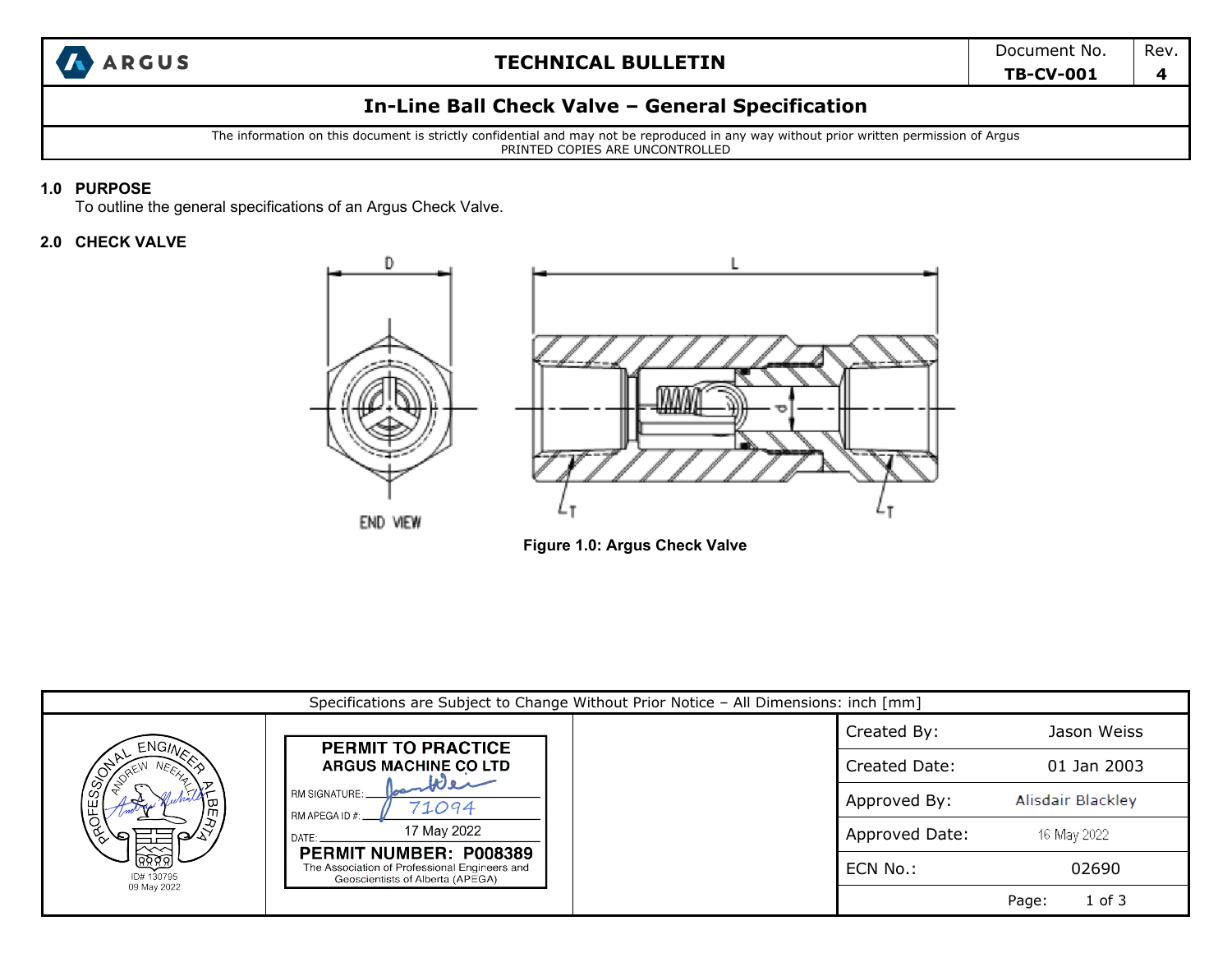| ARGUS | TECHNICAL BULLETIN | Document No. **TB-CV-001** | Rev. **4** |
|---|---|---|---|

# In-Line Ball Check Valve – General Specification

The information on this document is strictly confidential and may not be reproduced in any way without prior written permission of Argus
PRINTED COPIES ARE UNCONTROLLED

## 1.0 PURPOSE

To outline the general specifications of an Argus Check Valve.

## 2.0 CHECK VALVE

D L d T T END VIEW

**Figure 1.0: Argus Check Valve**

Specifications are Subject to Change Without Prior Notice – All Dimensions: inch [mm]

PROFESSIONAL ENGINEER — ANDREW NEEHALL — ALBERTA
ID# 130795
09 May 2022

**PERMIT TO PRACTICE**
**ARGUS MACHINE CO LTD**
RM SIGNATURE: 
RM APEGA ID #: 71094
DATE: 17 May 2022
**PERMIT NUMBER: P008389**
The Association of Professional Engineers and Geoscientists of Alberta (APEGA)

| | |
|---|---|
| Created By: | Jason Weiss |
| Created Date: | 01 Jan 2003 |
| Approved By: | Alisdair Blackley |
| Approved Date: | 16 May 2022 |
| ECN No.: | 02690 |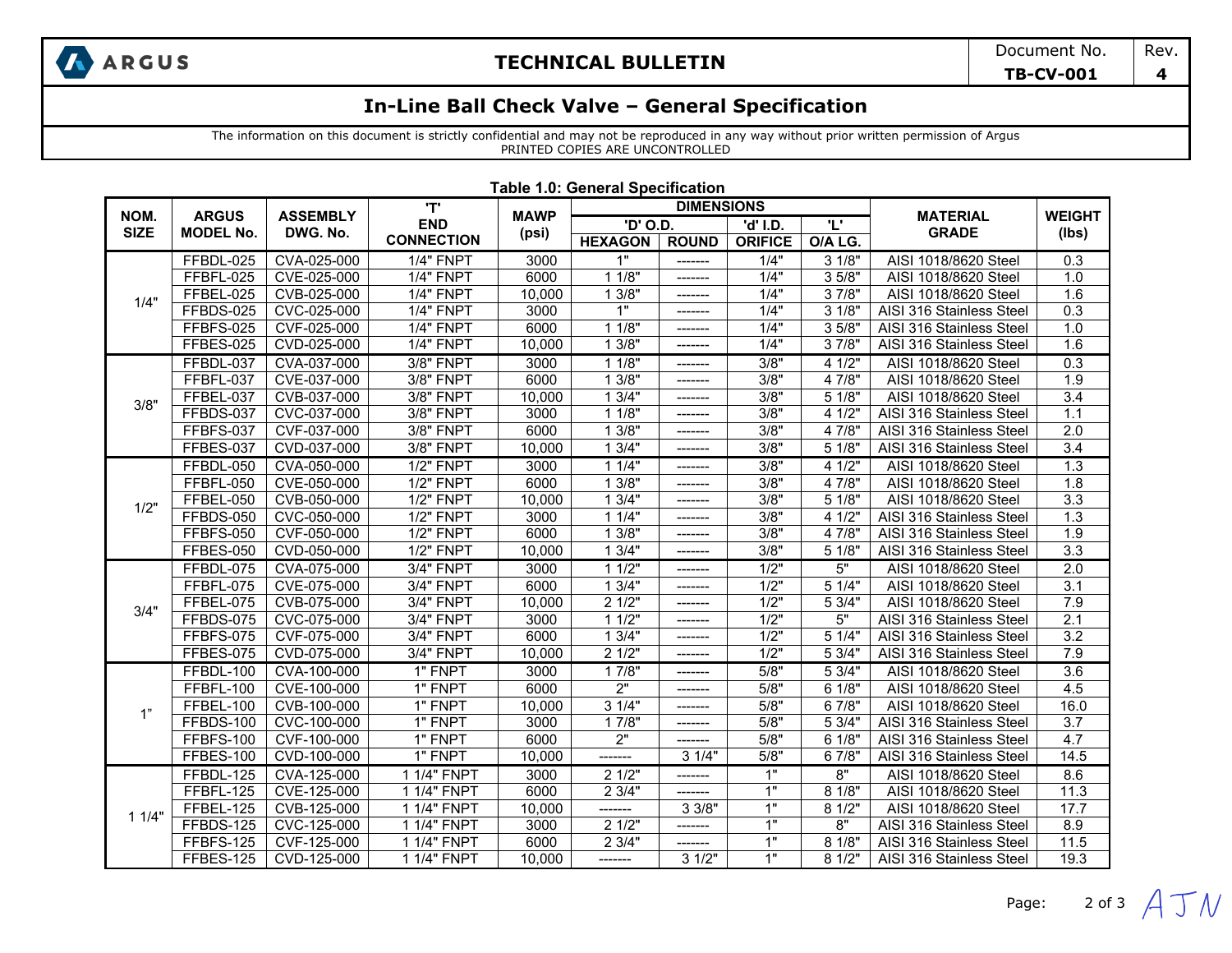ARGUS

# TECHNICAL BULLETIN

Document No. **TB-CV-001** Rev. **4**

## In-Line Ball Check Valve – General Specification

The information on this document is strictly confidential and may not be reproduced in any way without prior written permission of Argus
PRINTED COPIES ARE UNCONTROLLED

**Table 1.0: General Specification**

| NOM. SIZE | ARGUS MODEL No. | ASSEMBLY DWG. No. | 'T' END CONNECTION | MAWP (psi) | DIMENSIONS 'D' O.D. HEXAGON | DIMENSIONS 'D' O.D. ROUND | DIMENSIONS 'd' I.D. ORIFICE | DIMENSIONS 'L' O/A LG. | MATERIAL GRADE | WEIGHT (lbs) |
|---|---|---|---|---|---|---|---|---|---|---|
| 1/4" | FFBDL-025 | CVA-025-000 | 1/4" FNPT | 3000 | 1" | ------- | 1/4" | 3 1/8" | AISI 1018/8620 Steel | 0.3 |
| | FFBFL-025 | CVE-025-000 | 1/4" FNPT | 6000 | 1 1/8" | ------- | 1/4" | 3 5/8" | AISI 1018/8620 Steel | 1.0 |
| | FFBEL-025 | CVB-025-000 | 1/4" FNPT | 10,000 | 1 3/8" | ------- | 1/4" | 3 7/8" | AISI 1018/8620 Steel | 1.6 |
| | FFBDS-025 | CVC-025-000 | 1/4" FNPT | 3000 | 1" | ------- | 1/4" | 3 1/8" | AISI 316 Stainless Steel | 0.3 |
| | FFBFS-025 | CVF-025-000 | 1/4" FNPT | 6000 | 1 1/8" | ------- | 1/4" | 3 5/8" | AISI 316 Stainless Steel | 1.0 |
| | FFBES-025 | CVD-025-000 | 1/4" FNPT | 10,000 | 1 3/8" | ------- | 1/4" | 3 7/8" | AISI 316 Stainless Steel | 1.6 |
| 3/8" | FFBDL-037 | CVA-037-000 | 3/8" FNPT | 3000 | 1 1/8" | ------- | 3/8" | 4 1/2" | AISI 1018/8620 Steel | 0.3 |
| | FFBFL-037 | CVE-037-000 | 3/8" FNPT | 6000 | 1 3/8" | ------- | 3/8" | 4 7/8" | AISI 1018/8620 Steel | 1.9 |
| | FFBEL-037 | CVB-037-000 | 3/8" FNPT | 10,000 | 1 3/4" | ------- | 3/8" | 5 1/8" | AISI 1018/8620 Steel | 3.4 |
| | FFBDS-037 | CVC-037-000 | 3/8" FNPT | 3000 | 1 1/8" | ------- | 3/8" | 4 1/2" | AISI 316 Stainless Steel | 1.1 |
| | FFBFS-037 | CVF-037-000 | 3/8" FNPT | 6000 | 1 3/8" | ------- | 3/8" | 4 7/8" | AISI 316 Stainless Steel | 2.0 |
| | FFBES-037 | CVD-037-000 | 3/8" FNPT | 10,000 | 1 3/4" | ------- | 3/8" | 5 1/8" | AISI 316 Stainless Steel | 3.4 |
| 1/2" | FFBDL-050 | CVA-050-000 | 1/2" FNPT | 3000 | 1 1/4" | ------- | 3/8" | 4 1/2" | AISI 1018/8620 Steel | 1.3 |
| | FFBFL-050 | CVE-050-000 | 1/2" FNPT | 6000 | 1 3/8" | ------- | 3/8" | 4 7/8" | AISI 1018/8620 Steel | 1.8 |
| | FFBEL-050 | CVB-050-000 | 1/2" FNPT | 10,000 | 1 3/4" | ------- | 3/8" | 5 1/8" | AISI 1018/8620 Steel | 3.3 |
| | FFBDS-050 | CVC-050-000 | 1/2" FNPT | 3000 | 1 1/4" | ------- | 3/8" | 4 1/2" | AISI 316 Stainless Steel | 1.3 |
| | FFBFS-050 | CVF-050-000 | 1/2" FNPT | 6000 | 1 3/8" | ------- | 3/8" | 4 7/8" | AISI 316 Stainless Steel | 1.9 |
| | FFBES-050 | CVD-050-000 | 1/2" FNPT | 10,000 | 1 3/4" | ------- | 3/8" | 5 1/8" | AISI 316 Stainless Steel | 3.3 |
| 3/4" | FFBDL-075 | CVA-075-000 | 3/4" FNPT | 3000 | 1 1/2" | ------- | 1/2" | 5" | AISI 1018/8620 Steel | 2.0 |
| | FFBFL-075 | CVE-075-000 | 3/4" FNPT | 6000 | 1 3/4" | ------- | 1/2" | 5 1/4" | AISI 1018/8620 Steel | 3.1 |
| | FFBEL-075 | CVB-075-000 | 3/4" FNPT | 10,000 | 2 1/2" | ------- | 1/2" | 5 3/4" | AISI 1018/8620 Steel | 7.9 |
| | FFBDS-075 | CVC-075-000 | 3/4" FNPT | 3000 | 1 1/2" | ------- | 1/2" | 5" | AISI 316 Stainless Steel | 2.1 |
| | FFBFS-075 | CVF-075-000 | 3/4" FNPT | 6000 | 1 3/4" | ------- | 1/2" | 5 1/4" | AISI 316 Stainless Steel | 3.2 |
| | FFBES-075 | CVD-075-000 | 3/4" FNPT | 10,000 | 2 1/2" | ------- | 1/2" | 5 3/4" | AISI 316 Stainless Steel | 7.9 |
| 1" | FFBDL-100 | CVA-100-000 | 1" FNPT | 3000 | 1 7/8" | ------- | 5/8" | 5 3/4" | AISI 1018/8620 Steel | 3.6 |
| | FFBFL-100 | CVE-100-000 | 1" FNPT | 6000 | 2" | ------- | 5/8" | 6 1/8" | AISI 1018/8620 Steel | 4.5 |
| | FFBEL-100 | CVB-100-000 | 1" FNPT | 10,000 | 3 1/4" | ------- | 5/8" | 6 7/8" | AISI 1018/8620 Steel | 16.0 |
| | FFBDS-100 | CVC-100-000 | 1" FNPT | 3000 | 1 7/8" | ------- | 5/8" | 5 3/4" | AISI 316 Stainless Steel | 3.7 |
| | FFBFS-100 | CVF-100-000 | 1" FNPT | 6000 | 2" | ------- | 5/8" | 6 1/8" | AISI 316 Stainless Steel | 4.7 |
| | FFBES-100 | CVD-100-000 | 1" FNPT | 10,000 | ------- | 3 1/4" | 5/8" | 6 7/8" | AISI 316 Stainless Steel | 14.5 |
| 1 1/4" | FFBDL-125 | CVA-125-000 | 1 1/4" FNPT | 3000 | 2 1/2" | ------- | 1" | 8" | AISI 1018/8620 Steel | 8.6 |
| | FFBFL-125 | CVE-125-000 | 1 1/4" FNPT | 6000 | 2 3/4" | ------- | 1" | 8 1/8" | AISI 1018/8620 Steel | 11.3 |
| | FFBEL-125 | CVB-125-000 | 1 1/4" FNPT | 10,000 | ------- | 3 3/8" | 1" | 8 1/2" | AISI 1018/8620 Steel | 17.7 |
| | FFBDS-125 | CVC-125-000 | 1 1/4" FNPT | 3000 | 2 1/2" | ------- | 1" | 8" | AISI 316 Stainless Steel | 8.9 |
| | FFBFS-125 | CVF-125-000 | 1 1/4" FNPT | 6000 | 2 3/4" | ------- | 1" | 8 1/8" | AISI 316 Stainless Steel | 11.5 |
| | FFBES-125 | CVD-125-000 | 1 1/4" FNPT | 10,000 | ------- | 3 1/2" | 1" | 8 1/2" | AISI 316 Stainless Steel | 19.3 |

AJN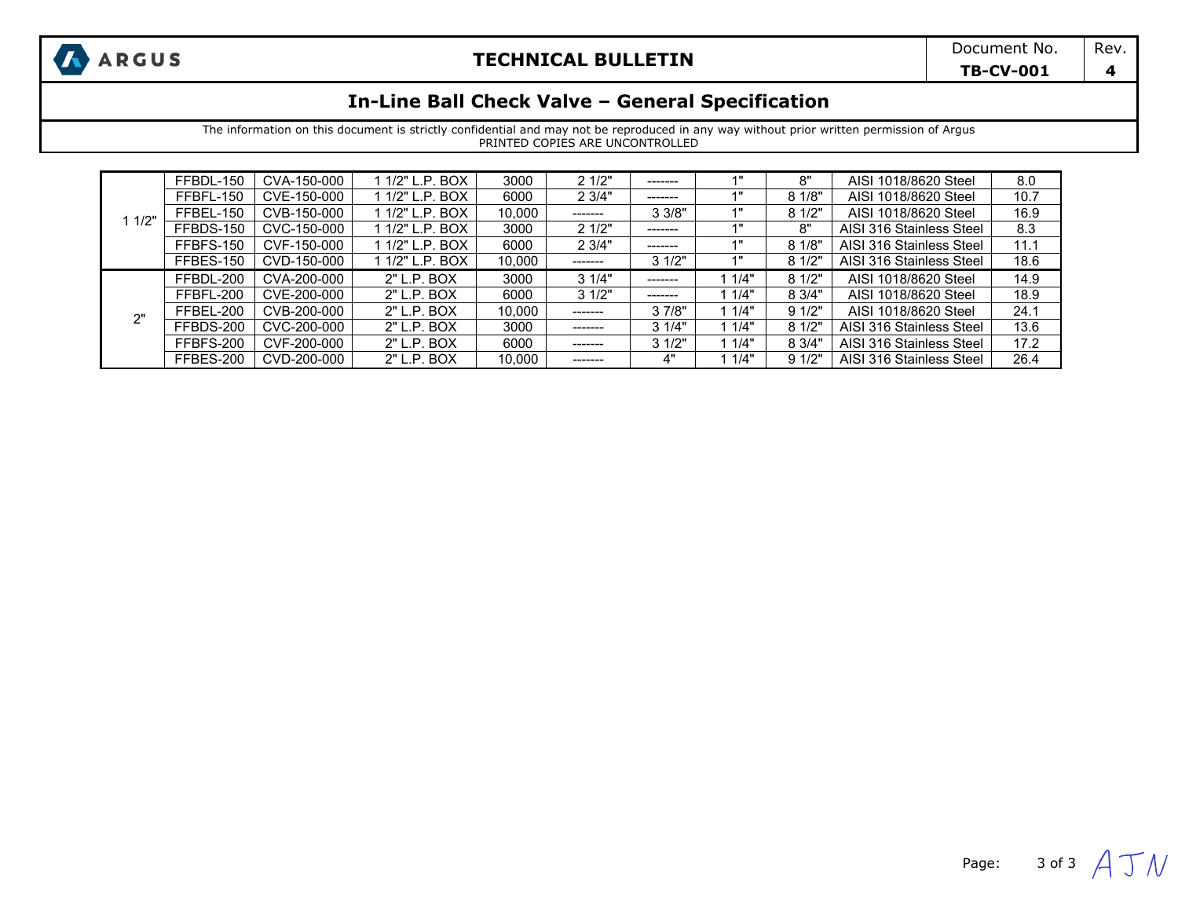The information on this document is strictly confidential and may not be reproduced in any way without prior written permission of Argus
PRINTED COPIES ARE UNCONTROLLED

| | | | | | | | | | | |
|---|---|---|---|---|---|---|---|---|---|---|
| 1 1/2" | FFBDL-150 | CVA-150-000 | 1 1/2" L.P. BOX | 3000 | 2 1/2" | ------- | 1" | 8" | AISI 1018/8620 Steel | 8.0 |
| | FFBFL-150 | CVE-150-000 | 1 1/2" L.P. BOX | 6000 | 2 3/4" | ------- | 1" | 8 1/8" | AISI 1018/8620 Steel | 10.7 |
| | FFBEL-150 | CVB-150-000 | 1 1/2" L.P. BOX | 10,000 | ------- | 3 3/8" | 1" | 8 1/2" | AISI 1018/8620 Steel | 16.9 |
| | FFBDS-150 | CVC-150-000 | 1 1/2" L.P. BOX | 3000 | 2 1/2" | ------- | 1" | 8" | AISI 316 Stainless Steel | 8.3 |
| | FFBFS-150 | CVF-150-000 | 1 1/2" L.P. BOX | 6000 | 2 3/4" | ------- | 1" | 8 1/8" | AISI 316 Stainless Steel | 11.1 |
| | FFBES-150 | CVD-150-000 | 1 1/2" L.P. BOX | 10,000 | ------- | 3 1/2" | 1" | 8 1/2" | AISI 316 Stainless Steel | 18.6 |
| 2" | FFBDL-200 | CVA-200-000 | 2" L.P. BOX | 3000 | 3 1/4" | ------- | 1 1/4" | 8 1/2" | AISI 1018/8620 Steel | 14.9 |
| | FFBFL-200 | CVE-200-000 | 2" L.P. BOX | 6000 | 3 1/2" | ------- | 1 1/4" | 8 3/4" | AISI 1018/8620 Steel | 18.9 |
| | FFBEL-200 | CVB-200-000 | 2" L.P. BOX | 10,000 | ------- | 3 7/8" | 1 1/4" | 9 1/2" | AISI 1018/8620 Steel | 24.1 |
| | FFBDS-200 | CVC-200-000 | 2" L.P. BOX | 3000 | ------- | 3 1/4" | 1 1/4" | 8 1/2" | AISI 316 Stainless Steel | 13.6 |
| | FFBFS-200 | CVF-200-000 | 2" L.P. BOX | 6000 | ------- | 3 1/2" | 1 1/4" | 8 3/4" | AISI 316 Stainless Steel | 17.2 |
| | FFBES-200 | CVD-200-000 | 2" L.P. BOX | 10,000 | ------- | 4" | 1 1/4" | 9 1/2" | AISI 316 Stainless Steel | 26.4 |

AJN